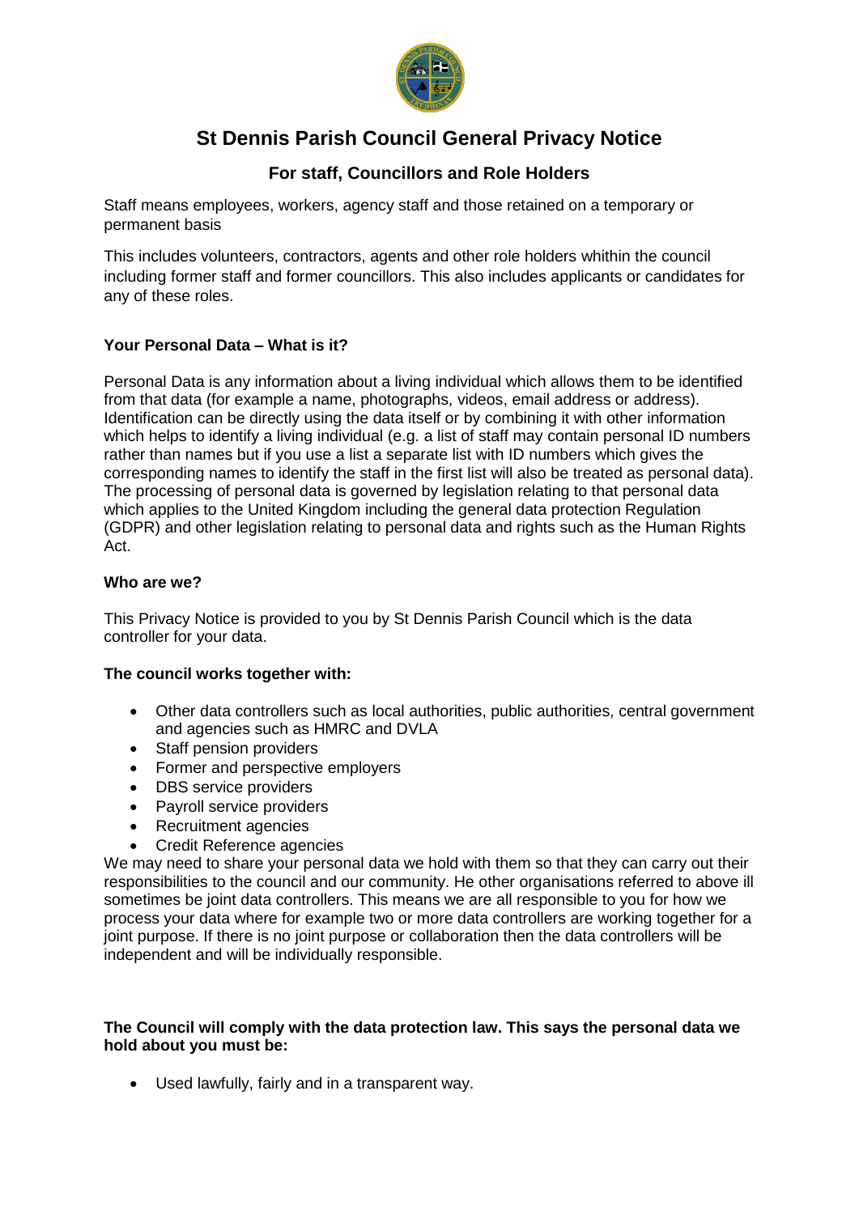# St Dennis Parish Council General Privacy Notice

## For staff, Councillors and Role Holders

Staff means employees, workers, agency staff and those retained on a temporary or permanent basis

This includes volunteers, contractors, agents and other role holders whithin the council including former staff and former councillors. This also includes applicants or candidates for any of these roles.

### Your Personal Data – What is it?

Personal Data is any information about a living individual which allows them to be identified from that data (for example a name, photographs, videos, email address or address). Identification can be directly using the data itself or by combining it with other information which helps to identify a living individual (e.g. a list of staff may contain personal ID numbers rather than names but if you use a list a separate list with ID numbers which gives the corresponding names to identify the staff in the first list will also be treated as personal data). The processing of personal data is governed by legislation relating to that personal data which applies to the United Kingdom including the general data protection Regulation (GDPR) and other legislation relating to personal data and rights such as the Human Rights Act.

### Who are we?

This Privacy Notice is provided to you by St Dennis Parish Council which is the data controller for your data.

### The council works together with:

- Other data controllers such as local authorities, public authorities, central government and agencies such as HMRC and DVLA
- Staff pension providers
- Former and perspective employers
- DBS service providers
- Payroll service providers
- Recruitment agencies
- Credit Reference agencies

We may need to share your personal data we hold with them so that they can carry out their responsibilities to the council and our community. He other organisations referred to above ill sometimes be joint data controllers. This means we are all responsible to you for how we process your data where for example two or more data controllers are working together for a joint purpose. If there is no joint purpose or collaboration then the data controllers will be independent and will be individually responsible.

**The Council will comply with the data protection law. This says the personal data we hold about you must be:**

- Used lawfully, fairly and in a transparent way.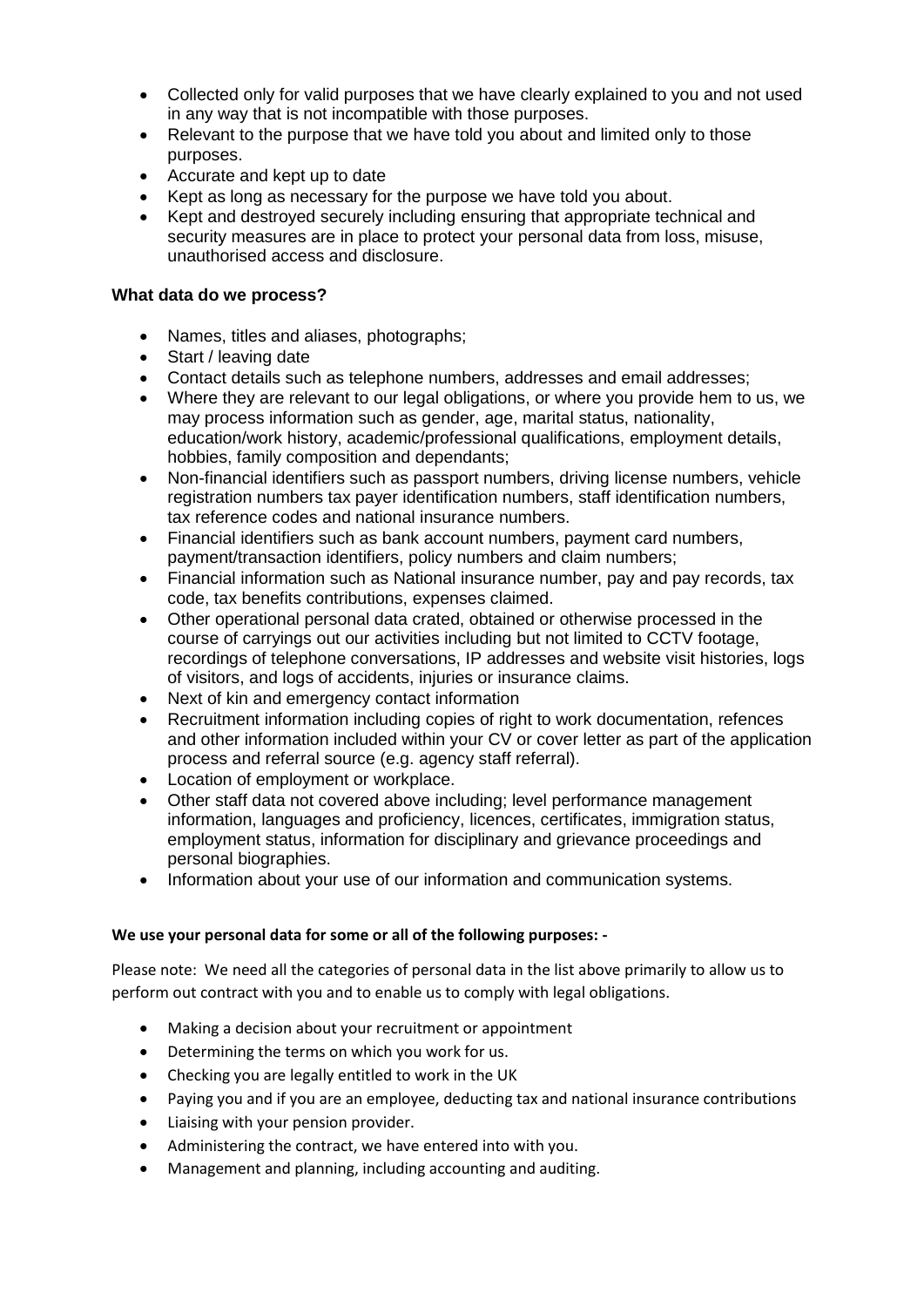- Collected only for valid purposes that we have clearly explained to you and not used in any way that is not incompatible with those purposes.
- Relevant to the purpose that we have told you about and limited only to those purposes.
- Accurate and kept up to date
- Kept as long as necessary for the purpose we have told you about.
- Kept and destroyed securely including ensuring that appropriate technical and security measures are in place to protect your personal data from loss, misuse, unauthorised access and disclosure.

**What data do we process?**

- Names, titles and aliases, photographs;
- Start / leaving date
- Contact details such as telephone numbers, addresses and email addresses;
- Where they are relevant to our legal obligations, or where you provide hem to us, we may process information such as gender, age, marital status, nationality, education/work history, academic/professional qualifications, employment details, hobbies, family composition and dependants;
- Non-financial identifiers such as passport numbers, driving license numbers, vehicle registration numbers tax payer identification numbers, staff identification numbers, tax reference codes and national insurance numbers.
- Financial identifiers such as bank account numbers, payment card numbers, payment/transaction identifiers, policy numbers and claim numbers;
- Financial information such as National insurance number, pay and pay records, tax code, tax benefits contributions, expenses claimed.
- Other operational personal data crated, obtained or otherwise processed in the course of carryings out our activities including but not limited to CCTV footage, recordings of telephone conversations, IP addresses and website visit histories, logs of visitors, and logs of accidents, injuries or insurance claims.
- Next of kin and emergency contact information
- Recruitment information including copies of right to work documentation, refences and other information included within your CV or cover letter as part of the application process and referral source (e.g. agency staff referral).
- Location of employment or workplace.
- Other staff data not covered above including; level performance management information, languages and proficiency, licences, certificates, immigration status, employment status, information for disciplinary and grievance proceedings and personal biographies.
- Information about your use of our information and communication systems.

**We use your personal data for some or all of the following purposes: -**

Please note: We need all the categories of personal data in the list above primarily to allow us to perform out contract with you and to enable us to comply with legal obligations.

- Making a decision about your recruitment or appointment
- Determining the terms on which you work for us.
- Checking you are legally entitled to work in the UK
- Paying you and if you are an employee, deducting tax and national insurance contributions
- Liaising with your pension provider.
- Administering the contract, we have entered into with you.
- Management and planning, including accounting and auditing.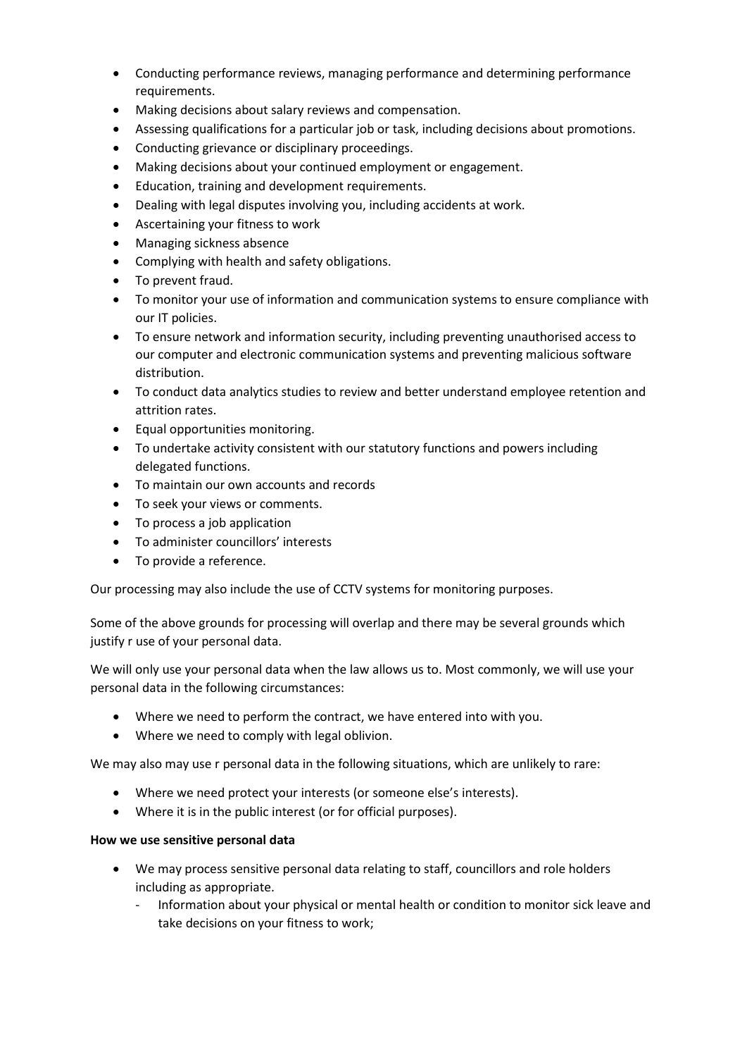- Conducting performance reviews, managing performance and determining performance requirements.
- Making decisions about salary reviews and compensation.
- Assessing qualifications for a particular job or task, including decisions about promotions.
- Conducting grievance or disciplinary proceedings.
- Making decisions about your continued employment or engagement.
- Education, training and development requirements.
- Dealing with legal disputes involving you, including accidents at work.
- Ascertaining your fitness to work
- Managing sickness absence
- Complying with health and safety obligations.
- To prevent fraud.
- To monitor your use of information and communication systems to ensure compliance with our IT policies.
- To ensure network and information security, including preventing unauthorised access to our computer and electronic communication systems and preventing malicious software distribution.
- To conduct data analytics studies to review and better understand employee retention and attrition rates.
- Equal opportunities monitoring.
- To undertake activity consistent with our statutory functions and powers including delegated functions.
- To maintain our own accounts and records
- To seek your views or comments.
- To process a job application
- To administer councillors' interests
- To provide a reference.

Our processing may also include the use of CCTV systems for monitoring purposes.

Some of the above grounds for processing will overlap and there may be several grounds which justify r use of your personal data.

We will only use your personal data when the law allows us to. Most commonly, we will use your personal data in the following circumstances:

- Where we need to perform the contract, we have entered into with you.
- Where we need to comply with legal oblivion.

We may also may use r personal data in the following situations, which are unlikely to rare:

- Where we need protect your interests (or someone else's interests).
- Where it is in the public interest (or for official purposes).

**How we use sensitive personal data**

- We may process sensitive personal data relating to staff, councillors and role holders including as appropriate.
  - Information about your physical or mental health or condition to monitor sick leave and take decisions on your fitness to work;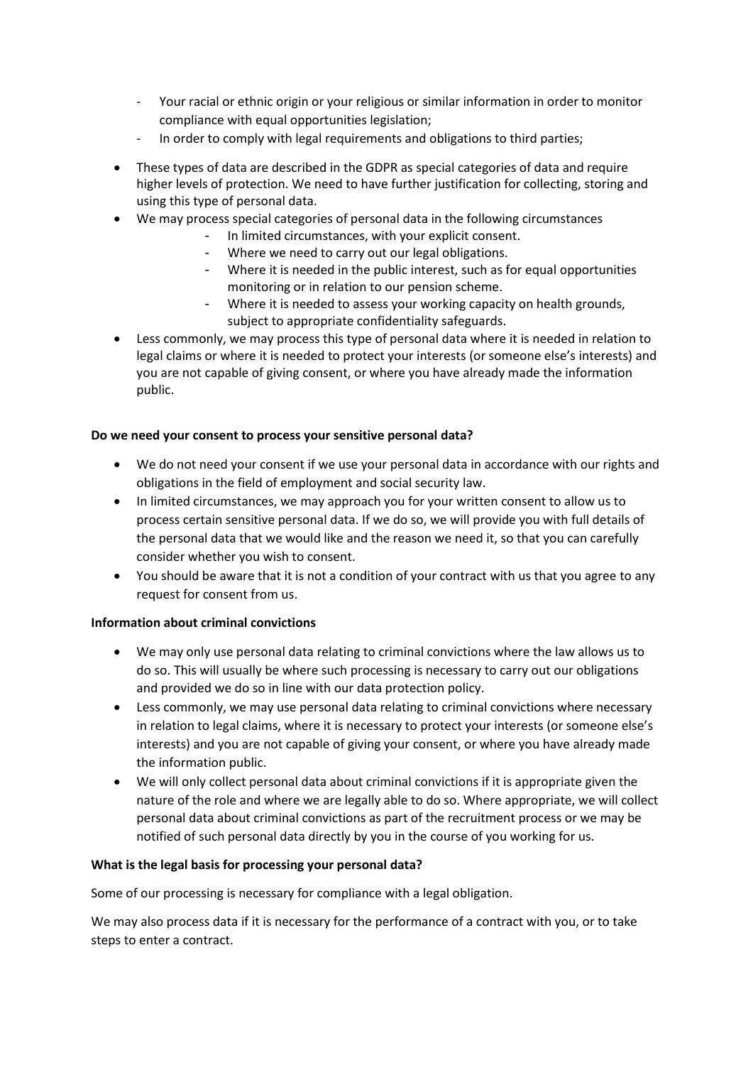- Your racial or ethnic origin or your religious or similar information in order to monitor compliance with equal opportunities legislation;
  - In order to comply with legal requirements and obligations to third parties;

- These types of data are described in the GDPR as special categories of data and require higher levels of protection. We need to have further justification for collecting, storing and using this type of personal data.
- We may process special categories of personal data in the following circumstances
  - In limited circumstances, with your explicit consent.
  - Where we need to carry out our legal obligations.
  - Where it is needed in the public interest, such as for equal opportunities monitoring or in relation to our pension scheme.
  - Where it is needed to assess your working capacity on health grounds, subject to appropriate confidentiality safeguards.
- Less commonly, we may process this type of personal data where it is needed in relation to legal claims or where it is needed to protect your interests (or someone else's interests) and you are not capable of giving consent, or where you have already made the information public.

**Do we need your consent to process your sensitive personal data?**

- We do not need your consent if we use your personal data in accordance with our rights and obligations in the field of employment and social security law.
- In limited circumstances, we may approach you for your written consent to allow us to process certain sensitive personal data. If we do so, we will provide you with full details of the personal data that we would like and the reason we need it, so that you can carefully consider whether you wish to consent.
- You should be aware that it is not a condition of your contract with us that you agree to any request for consent from us.

**Information about criminal convictions**

- We may only use personal data relating to criminal convictions where the law allows us to do so. This will usually be where such processing is necessary to carry out our obligations and provided we do so in line with our data protection policy.
- Less commonly, we may use personal data relating to criminal convictions where necessary in relation to legal claims, where it is necessary to protect your interests (or someone else's interests) and you are not capable of giving your consent, or where you have already made the information public.
- We will only collect personal data about criminal convictions if it is appropriate given the nature of the role and where we are legally able to do so. Where appropriate, we will collect personal data about criminal convictions as part of the recruitment process or we may be notified of such personal data directly by you in the course of you working for us.

**What is the legal basis for processing your personal data?**

Some of our processing is necessary for compliance with a legal obligation.

We may also process data if it is necessary for the performance of a contract with you, or to take steps to enter a contract.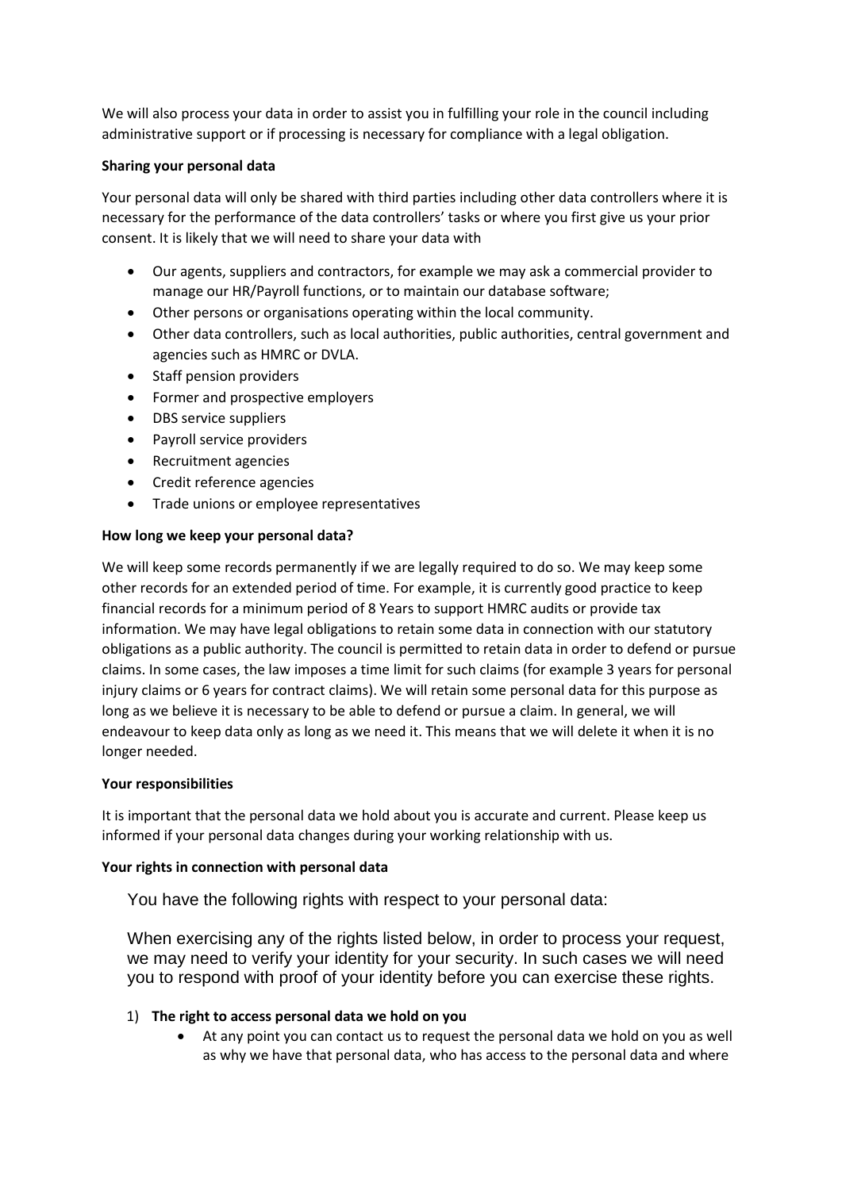We will also process your data in order to assist you in fulfilling your role in the council including administrative support or if processing is necessary for compliance with a legal obligation.

**Sharing your personal data**

Your personal data will only be shared with third parties including other data controllers where it is necessary for the performance of the data controllers' tasks or where you first give us your prior consent. It is likely that we will need to share your data with

- Our agents, suppliers and contractors, for example we may ask a commercial provider to manage our HR/Payroll functions, or to maintain our database software;
- Other persons or organisations operating within the local community.
- Other data controllers, such as local authorities, public authorities, central government and agencies such as HMRC or DVLA.
- Staff pension providers
- Former and prospective employers
- DBS service suppliers
- Payroll service providers
- Recruitment agencies
- Credit reference agencies
- Trade unions or employee representatives

**How long we keep your personal data?**

We will keep some records permanently if we are legally required to do so. We may keep some other records for an extended period of time. For example, it is currently good practice to keep financial records for a minimum period of 8 Years to support HMRC audits or provide tax information. We may have legal obligations to retain some data in connection with our statutory obligations as a public authority. The council is permitted to retain data in order to defend or pursue claims. In some cases, the law imposes a time limit for such claims (for example 3 years for personal injury claims or 6 years for contract claims). We will retain some personal data for this purpose as long as we believe it is necessary to be able to defend or pursue a claim. In general, we will endeavour to keep data only as long as we need it. This means that we will delete it when it is no longer needed.

**Your responsibilities**

It is important that the personal data we hold about you is accurate and current. Please keep us informed if your personal data changes during your working relationship with us.

**Your rights in connection with personal data**

You have the following rights with respect to your personal data:

When exercising any of the rights listed below, in order to process your request, we may need to verify your identity for your security. In such cases we will need you to respond with proof of your identity before you can exercise these rights.

1) **The right to access personal data we hold on you**
   - At any point you can contact us to request the personal data we hold on you as well as why we have that personal data, who has access to the personal data and where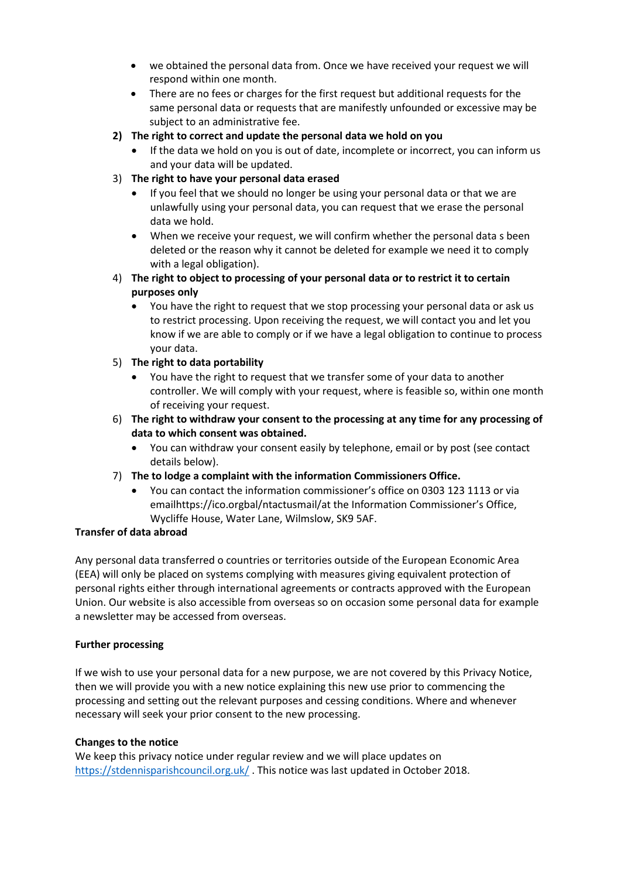- we obtained the personal data from. Once we have received your request we will respond within one month.
- There are no fees or charges for the first request but additional requests for the same personal data or requests that are manifestly unfounded or excessive may be subject to an administrative fee.

2) **The right to correct and update the personal data we hold on you**
    - If the data we hold on you is out of date, incomplete or incorrect, you can inform us and your data will be updated.
3) **The right to have your personal data erased**
    - If you feel that we should no longer be using your personal data or that we are unlawfully using your personal data, you can request that we erase the personal data we hold.
    - When we receive your request, we will confirm whether the personal data s been deleted or the reason why it cannot be deleted for example we need it to comply with a legal obligation).
4) **The right to object to processing of your personal data or to restrict it to certain purposes only**
    - You have the right to request that we stop processing your personal data or ask us to restrict processing. Upon receiving the request, we will contact you and let you know if we are able to comply or if we have a legal obligation to continue to process your data.
5) **The right to data portability**
    - You have the right to request that we transfer some of your data to another controller. We will comply with your request, where is feasible so, within one month of receiving your request.
6) **The right to withdraw your consent to the processing at any time for any processing of data to which consent was obtained.**
    - You can withdraw your consent easily by telephone, email or by post (see contact details below).
7) **The to lodge a complaint with the information Commissioners Office.**
    - You can contact the information commissioner's office on 0303 123 1113 or via emailhttps://ico.orgbal/ntactusmail/at the Information Commissioner's Office, Wycliffe House, Water Lane, Wilmslow, SK9 5AF.

**Transfer of data abroad**

Any personal data transferred o countries or territories outside of the European Economic Area (EEA) will only be placed on systems complying with measures giving equivalent protection of personal rights either through international agreements or contracts approved with the European Union. Our website is also accessible from overseas so on occasion some personal data for example a newsletter may be accessed from overseas.

**Further processing**

If we wish to use your personal data for a new purpose, we are not covered by this Privacy Notice, then we will provide you with a new notice explaining this new use prior to commencing the processing and setting out the relevant purposes and cessing conditions. Where and whenever necessary will seek your prior consent to the new processing.

**Changes to the notice**

We keep this privacy notice under regular review and we will place updates on https://stdennisparishcouncil.org.uk/ . This notice was last updated in October 2018.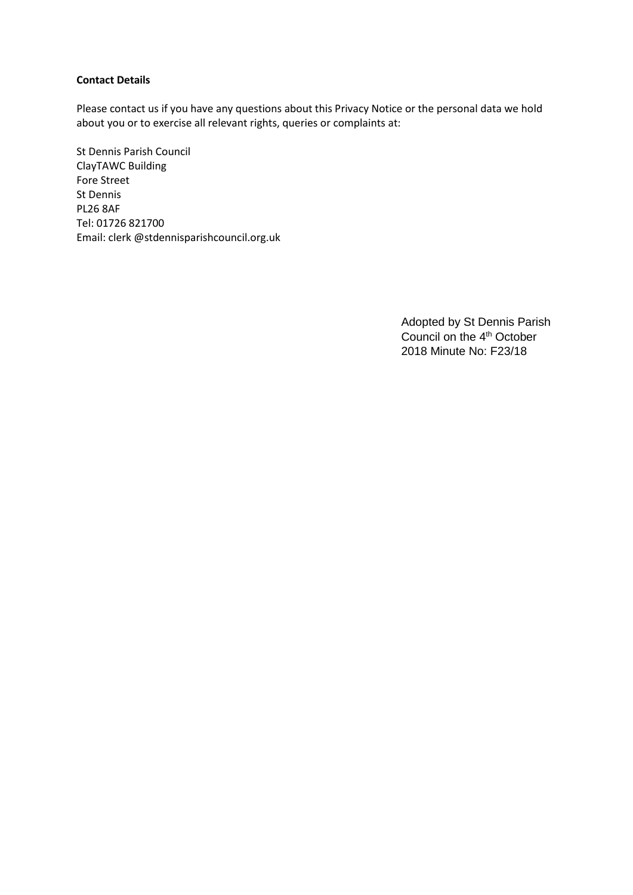**Contact Details**

Please contact us if you have any questions about this Privacy Notice or the personal data we hold about you or to exercise all relevant rights, queries or complaints at:

St Dennis Parish Council
ClayTAWC Building
Fore Street
St Dennis
PL26 8AF
Tel: 01726 821700
Email: clerk @stdennisparishcouncil.org.uk

Adopted by St Dennis Parish Council on the 4th October 2018 Minute No: F23/18